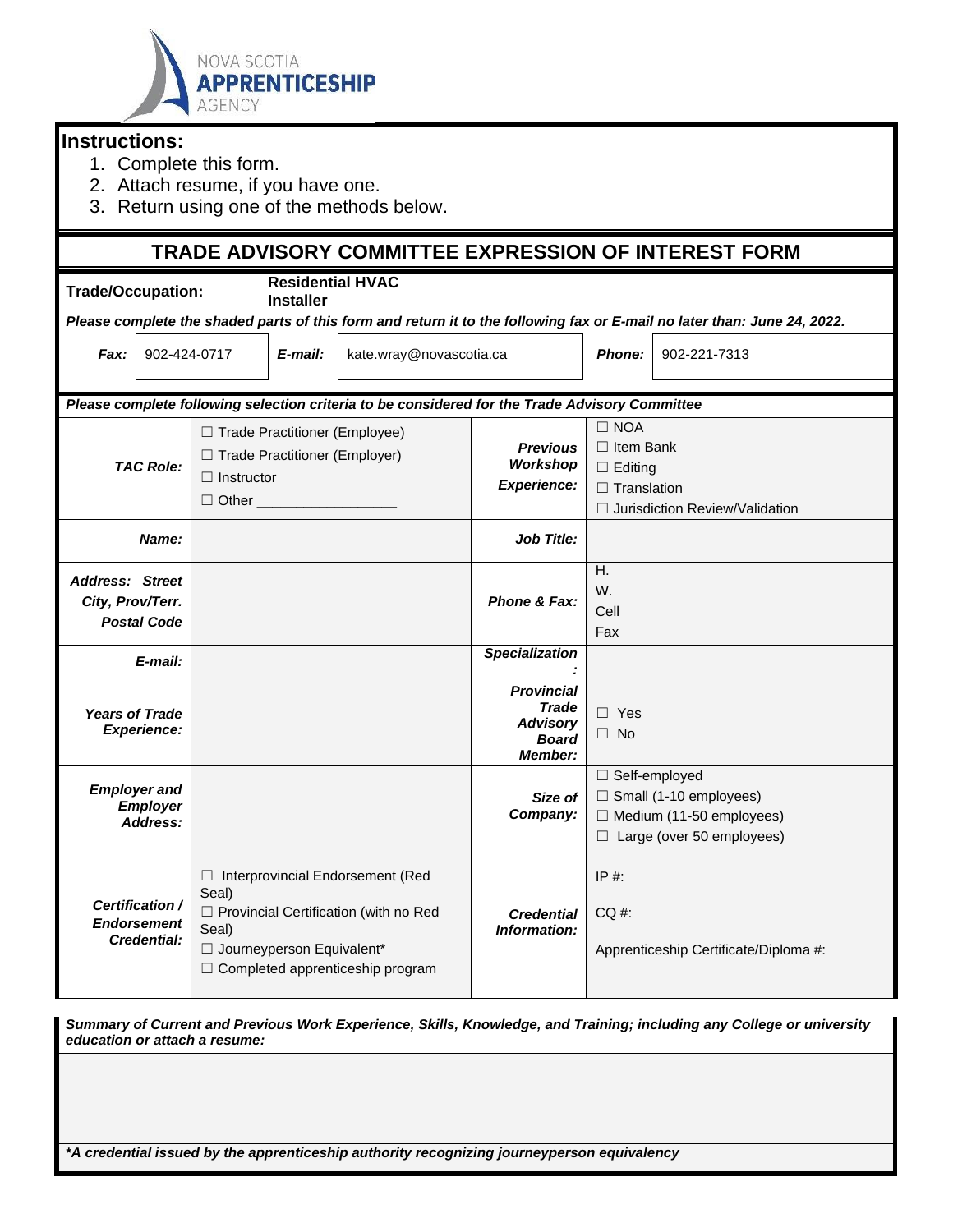NOVA SCOTIA **APPRENTICESHIP** AGENCY

## Instructions:

1. Complete this form.
2. Attach resume, if you have one.
3. Return using one of the methods below.

# TRADE ADVISORY COMMITTEE EXPRESSION OF INTEREST FORM

**Trade/Occupation:** **Residential HVAC Installer**

***Please complete the shaded parts of this form and return it to the following fax or E-mail no later than: June 24, 2022.***

| ***Fax:*** | 902-424-0717 | ***E-mail:*** | kate.wray@novascotia.ca | ***Phone:*** | 902-221-7313 |
|---|---|---|---|---|---|

***Please complete following selection criteria to be considered for the Trade Advisory Committee***

| | | | |
|---|---|---|---|
| ***TAC Role:*** | ☐ Trade Practitioner (Employee)<br>☐ Trade Practitioner (Employer)<br>☐ Instructor<br>☐ Other _________________ | ***Previous Workshop Experience:*** | ☐ NOA<br>☐ Item Bank<br>☐ Editing<br>☐ Translation<br>☐ Jurisdiction Review/Validation |
| ***Name:*** | | ***Job Title:*** | |
| ***Address: Street City, Prov/Terr. Postal Code*** | | ***Phone & Fax:*** | H.<br>W.<br>Cell<br>Fax |
| ***E-mail:*** | | ***Specialization:*** | |
| ***Years of Trade Experience:*** | | ***Provincial Trade Advisory Board Member:*** | ☐ Yes<br>☐ No |
| ***Employer and Employer Address:*** | | ***Size of Company:*** | ☐ Self-employed<br>☐ Small (1-10 employees)<br>☐ Medium (11-50 employees)<br>☐ Large (over 50 employees) |
| ***Certification / Endorsement Credential:*** | ☐ Interprovincial Endorsement (Red Seal)<br>☐ Provincial Certification (with no Red Seal)<br>☐ Journeyperson Equivalent*<br>☐ Completed apprenticeship program | ***Credential Information:*** | IP #:<br>CQ #:<br>Apprenticeship Certificate/Diploma #: |

***Summary of Current and Previous Work Experience, Skills, Knowledge, and Training; including any College or university education or attach a resume:***

***\*A credential issued by the apprenticeship authority recognizing journeyperson equivalency***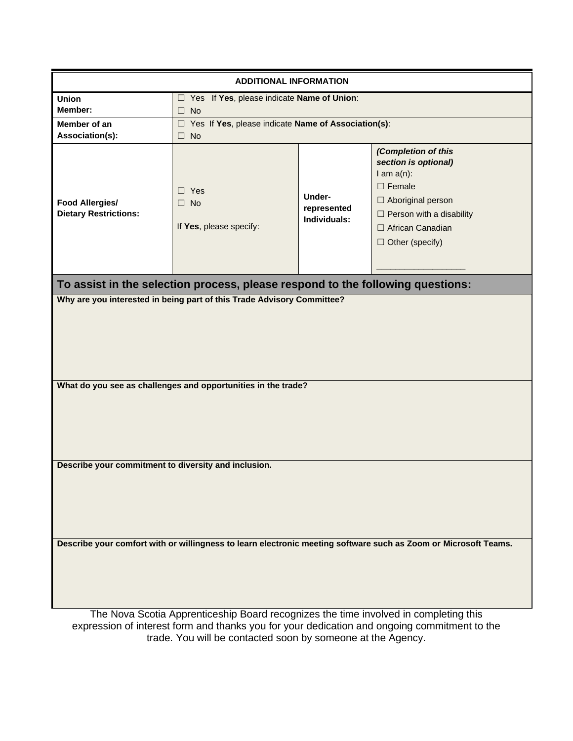| ADDITIONAL INFORMATION | | | |
|---|---|---|---|
| **Union Member:** | ☐ Yes If **Yes**, please indicate **Name of Union**:<br>☐ No | | |
| **Member of an Association(s):** | ☐ Yes If **Yes**, please indicate **Name of Association(s)**:<br>☐ No | | |
| **Food Allergies/ Dietary Restrictions:** | ☐ Yes<br>☐ No<br><br>If **Yes**, please specify: | **Under-represented Individuals:** | ***(Completion of this section is optional)***<br>I am a(n):<br>☐ Female<br>☐ Aboriginal person<br>☐ Person with a disability<br>☐ African Canadian<br>☐ Other (specify)<br><br>___________________ |

## To assist in the selection process, please respond to the following questions:

| |
|---|
| **Why are you interested in being part of this Trade Advisory Committee?** |
| **What do you see as challenges and opportunities in the trade?** |
| **Describe your commitment to diversity and inclusion.** |
| **Describe your comfort with or willingness to learn electronic meeting software such as Zoom or Microsoft Teams.** |

The Nova Scotia Apprenticeship Board recognizes the time involved in completing this expression of interest form and thanks you for your dedication and ongoing commitment to the trade. You will be contacted soon by someone at the Agency.